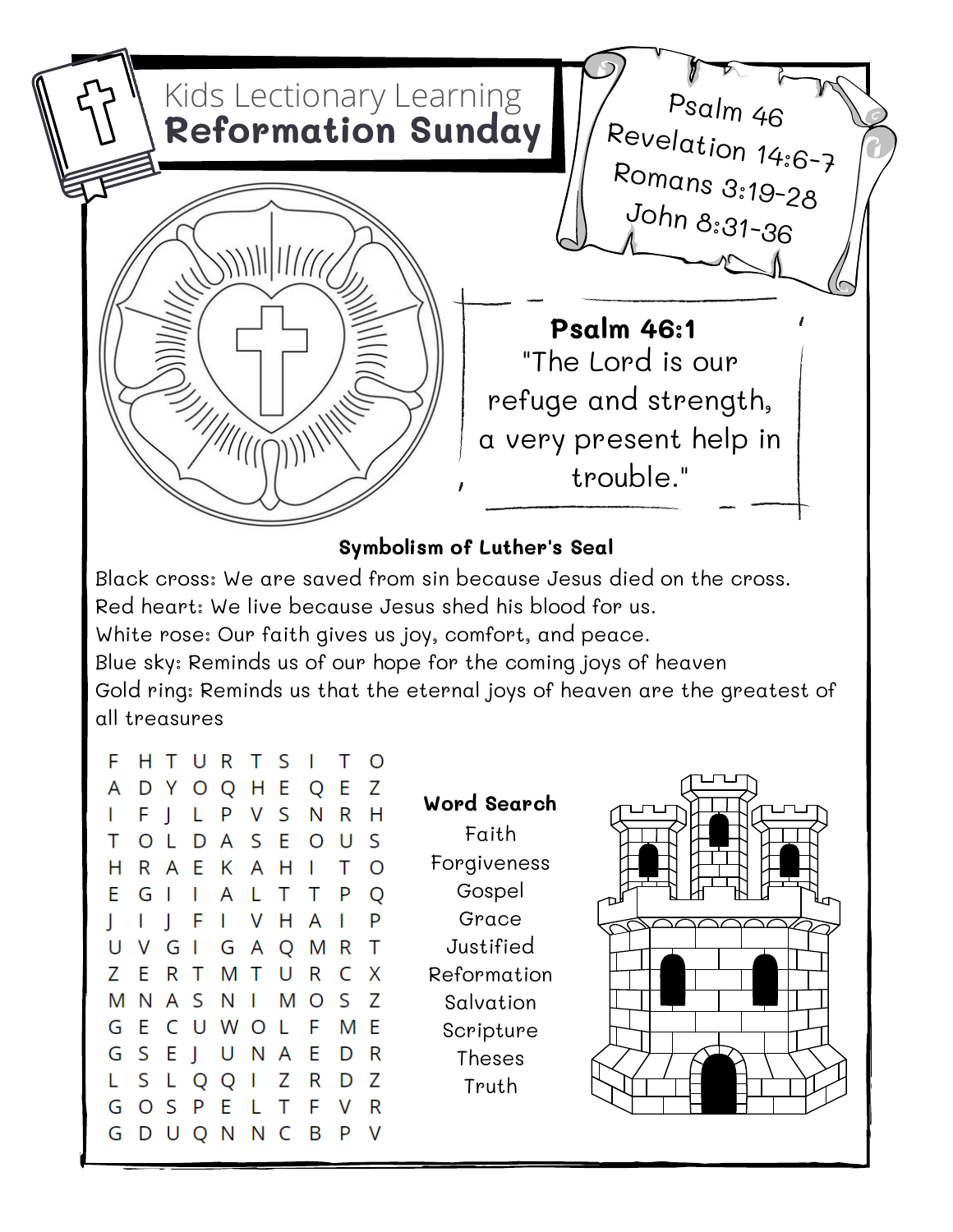# Kids Lectionary Learning
## Reformation Sunday

Psalm 46
Revelation 14:6-7
Romans 3:19-28
John 8:31-36

**Psalm 46:1**
"The Lord is our refuge and strength, a very present help in trouble."

### Symbolism of Luther's Seal

Black cross: We are saved from sin because Jesus died on the cross.
Red heart: We live because Jesus shed his blood for us.
White rose: Our faith gives us joy, comfort, and peace.
Blue sky: Reminds us of our hope for the coming joys of heaven
Gold ring: Reminds us that the eternal joys of heaven are the greatest of all treasures

```
F H T U R T S I T O
A D Y O Q H E Q E Z
I F J L P V S N R H
T O L D A S E O U S
H R A E K A H I T O
E G I I A L T T P Q
J I J F I V H A I P
U V G I G A Q M R T
Z E R T M T U R C X
M N A S N I M O S Z
G E C U W O L F M E
G S E J U N A E D R
L S L Q Q I Z R D Z
G O S P E L T F V R
G D U Q N N C B P V
```

**Word Search**

Faith
Forgiveness
Gospel
Grace
Justified
Reformation
Salvation
Scripture
Theses
Truth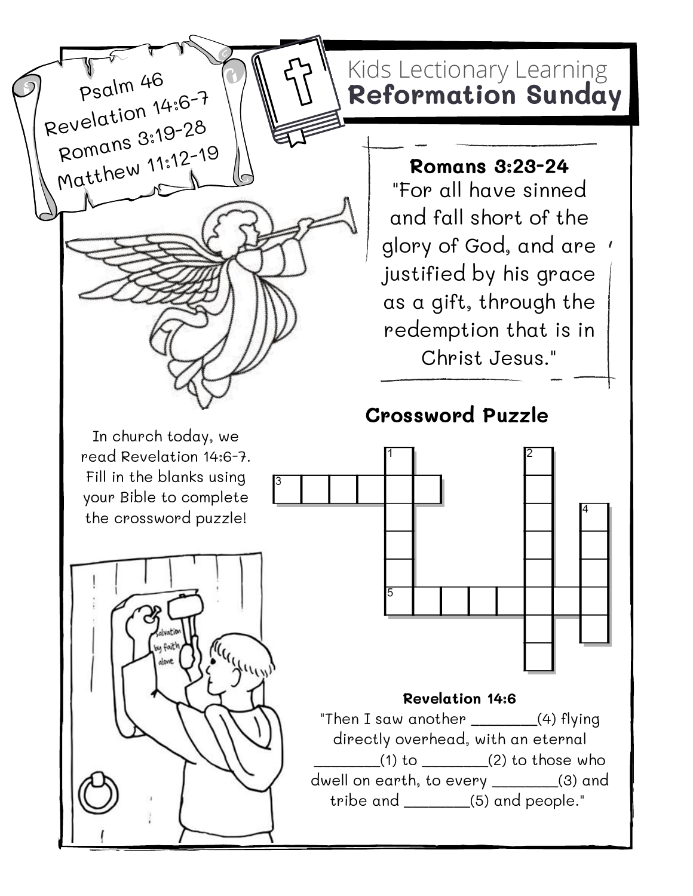Psalm 46
Revelation 14:6-7
Romans 3:19-28
Matthew 11:12-19

# Kids Lectionary Learning
# Reformation Sunday

**Romans 3:23-24**
"For all have sinned and fall short of the glory of God, and are justified by his grace as a gift, through the redemption that is in Christ Jesus."

## Crossword Puzzle

In church today, we read Revelation 14:6-7. Fill in the blanks using your Bible to complete the crossword puzzle!

**Revelation 14:6**
"Then I saw another ________(4) flying directly overhead, with an eternal ________(1) to ________(2) to those who dwell on earth, to every ________(3) and tribe and ________(5) and people."